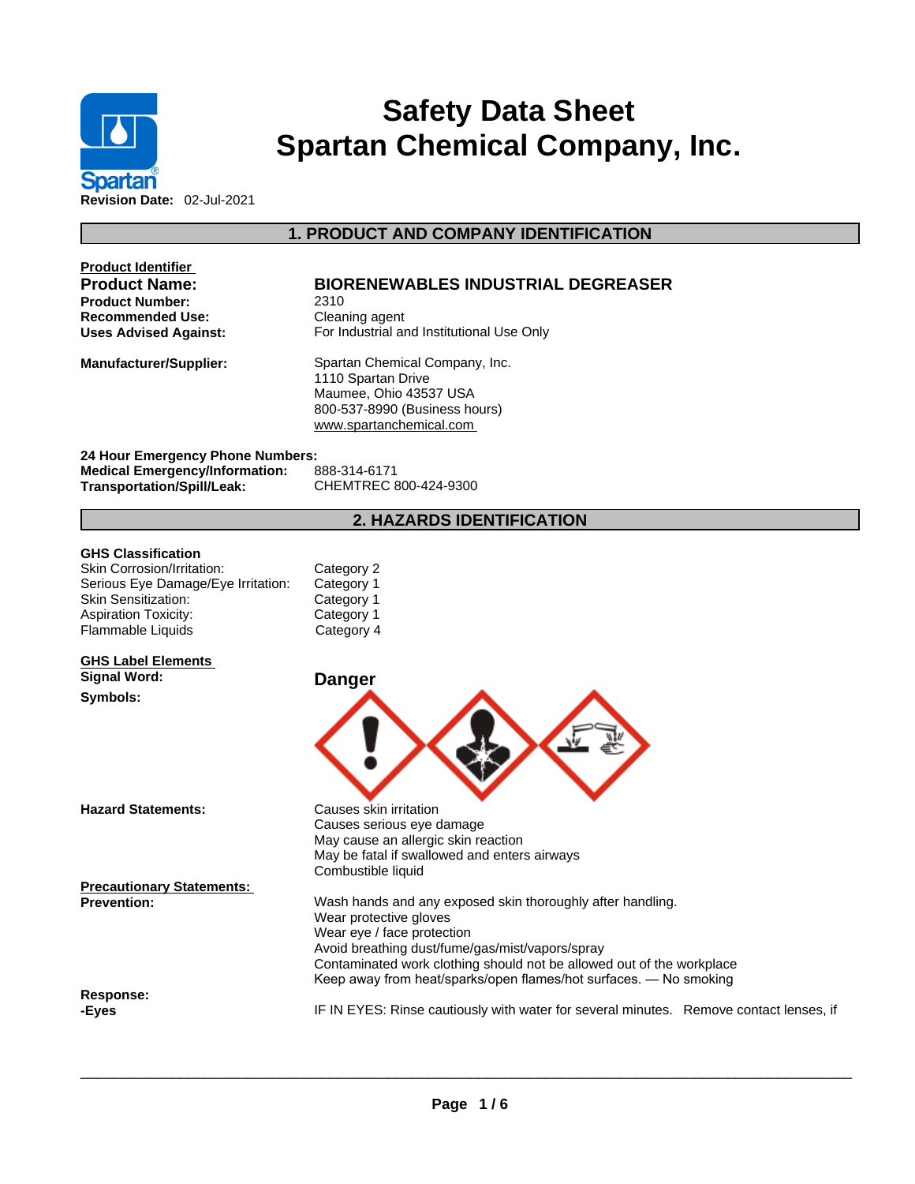# Safety Data Sheet
# Spartan Chemical Company, Inc.

**Revision Date:** 02-Jul-2021

## 1. PRODUCT AND COMPANY IDENTIFICATION

**Product Identifier**

| | |
|---|---|
| **Product Name:** | **BIORENEWABLES INDUSTRIAL DEGREASER** |
| **Product Number:** | 2310 |
| **Recommended Use:** | Cleaning agent |
| **Uses Advised Against:** | For Industrial and Institutional Use Only |
| **Manufacturer/Supplier:** | Spartan Chemical Company, Inc.<br>1110 Spartan Drive<br>Maumee, Ohio 43537 USA<br>800-537-8990 (Business hours)<br>www.spartanchemical.com |

**24 Hour Emergency Phone Numbers:**

| | |
|---|---|
| **Medical Emergency/Information:** | 888-314-6171 |
| **Transportation/Spill/Leak:** | CHEMTREC 800-424-9300 |

## 2. HAZARDS IDENTIFICATION

**GHS Classification**

| | |
|---|---|
| Skin Corrosion/Irritation: | Category 2 |
| Serious Eye Damage/Eye Irritation: | Category 1 |
| Skin Sensitization: | Category 1 |
| Aspiration Toxicity: | Category 1 |
| Flammable Liquids | Category 4 |

**GHS Label Elements**

**Signal Word:** **Danger**

**Symbols:**

**Hazard Statements:**
Causes skin irritation
Causes serious eye damage
May cause an allergic skin reaction
May be fatal if swallowed and enters airways
Combustible liquid

**Precautionary Statements:**

**Prevention:**
Wash hands and any exposed skin thoroughly after handling.
Wear protective gloves
Wear eye / face protection
Avoid breathing dust/fume/gas/mist/vapors/spray
Contaminated work clothing should not be allowed out of the workplace
Keep away from heat/sparks/open flames/hot surfaces. — No smoking

**Response:**

**-Eyes**
IF IN EYES: Rinse cautiously with water for several minutes. Remove contact lenses, if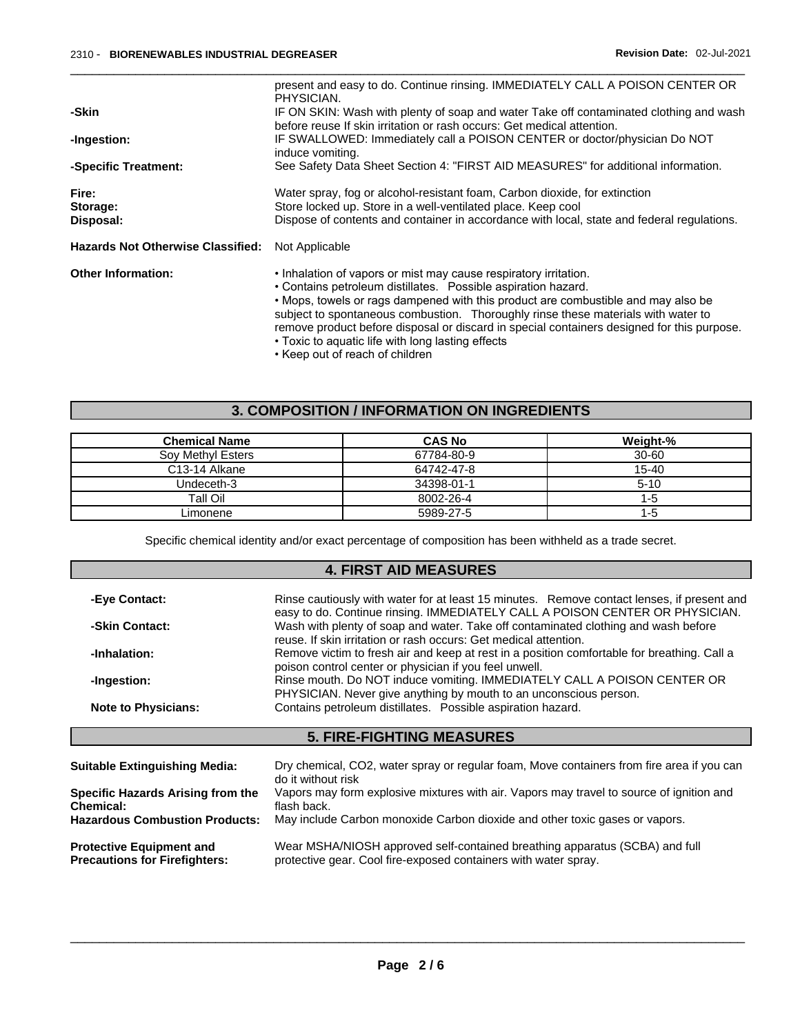present and easy to do. Continue rinsing. IMMEDIATELY CALL A POISON CENTER OR PHYSICIAN.

**-Skin** IF ON SKIN: Wash with plenty of soap and water Take off contaminated clothing and wash before reuse If skin irritation or rash occurs: Get medical attention.

**-Ingestion:** IF SWALLOWED: Immediately call a POISON CENTER or doctor/physician Do NOT induce vomiting.

**-Specific Treatment:** See Safety Data Sheet Section 4: "FIRST AID MEASURES" for additional information.

**Fire:** Water spray, fog or alcohol-resistant foam, Carbon dioxide, for extinction

**Storage:** Store locked up. Store in a well-ventilated place. Keep cool

**Disposal:** Dispose of contents and container in accordance with local, state and federal regulations.

**Hazards Not Otherwise Classified:** Not Applicable

**Other Information:**

- Inhalation of vapors or mist may cause respiratory irritation.
- Contains petroleum distillates. Possible aspiration hazard.
- Mops, towels or rags dampened with this product are combustible and may also be subject to spontaneous combustion. Thoroughly rinse these materials with water to remove product before disposal or discard in special containers designed for this purpose.
- Toxic to aquatic life with long lasting effects
- Keep out of reach of children

## 3. COMPOSITION / INFORMATION ON INGREDIENTS

| Chemical Name | CAS No | Weight-% |
|---|---|---|
| Soy Methyl Esters | 67784-80-9 | 30-60 |
| C13-14 Alkane | 64742-47-8 | 15-40 |
| Undeceth-3 | 34398-01-1 | 5-10 |
| Tall Oil | 8002-26-4 | 1-5 |
| Limonene | 5989-27-5 | 1-5 |

Specific chemical identity and/or exact percentage of composition has been withheld as a trade secret.

## 4. FIRST AID MEASURES

**-Eye Contact:** Rinse cautiously with water for at least 15 minutes. Remove contact lenses, if present and easy to do. Continue rinsing. IMMEDIATELY CALL A POISON CENTER OR PHYSICIAN.

**-Skin Contact:** Wash with plenty of soap and water. Take off contaminated clothing and wash before reuse. If skin irritation or rash occurs: Get medical attention.

**-Inhalation:** Remove victim to fresh air and keep at rest in a position comfortable for breathing. Call a poison control center or physician if you feel unwell.

**-Ingestion:** Rinse mouth. Do NOT induce vomiting. IMMEDIATELY CALL A POISON CENTER OR PHYSICIAN. Never give anything by mouth to an unconscious person.

**Note to Physicians:** Contains petroleum distillates. Possible aspiration hazard.

## 5. FIRE-FIGHTING MEASURES

**Suitable Extinguishing Media:** Dry chemical, CO2, water spray or regular foam, Move containers from fire area if you can do it without risk

**Specific Hazards Arising from the Chemical:** Vapors may form explosive mixtures with air. Vapors may travel to source of ignition and flash back.

**Hazardous Combustion Products:** May include Carbon monoxide Carbon dioxide and other toxic gases or vapors.

**Protective Equipment and Precautions for Firefighters:** Wear MSHA/NIOSH approved self-contained breathing apparatus (SCBA) and full protective gear. Cool fire-exposed containers with water spray.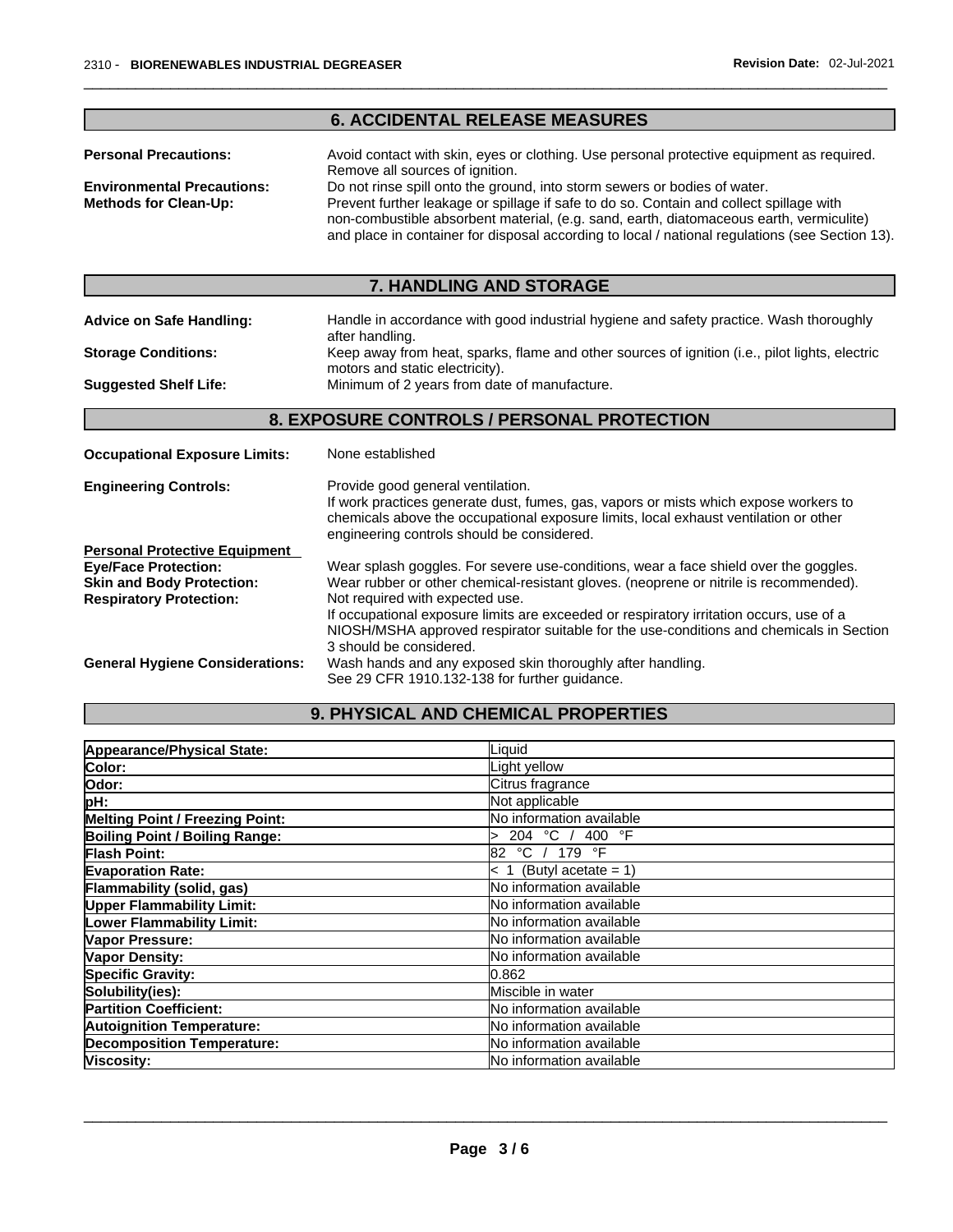## 6. ACCIDENTAL RELEASE MEASURES

**Personal Precautions:** Avoid contact with skin, eyes or clothing. Use personal protective equipment as required. Remove all sources of ignition.

**Environmental Precautions:** Do not rinse spill onto the ground, into storm sewers or bodies of water.

**Methods for Clean-Up:** Prevent further leakage or spillage if safe to do so. Contain and collect spillage with non-combustible absorbent material, (e.g. sand, earth, diatomaceous earth, vermiculite) and place in container for disposal according to local / national regulations (see Section 13).

## 7. HANDLING AND STORAGE

**Advice on Safe Handling:** Handle in accordance with good industrial hygiene and safety practice. Wash thoroughly after handling.

**Storage Conditions:** Keep away from heat, sparks, flame and other sources of ignition (i.e., pilot lights, electric motors and static electricity).

**Suggested Shelf Life:** Minimum of 2 years from date of manufacture.

## 8. EXPOSURE CONTROLS / PERSONAL PROTECTION

**Occupational Exposure Limits:** None established

**Engineering Controls:** Provide good general ventilation.
If work practices generate dust, fumes, gas, vapors or mists which expose workers to chemicals above the occupational exposure limits, local exhaust ventilation or other engineering controls should be considered.

**Personal Protective Equipment**

**Eye/Face Protection:** Wear splash goggles. For severe use-conditions, wear a face shield over the goggles.

**Skin and Body Protection:** Wear rubber or other chemical-resistant gloves. (neoprene or nitrile is recommended).

**Respiratory Protection:** Not required with expected use.
If occupational exposure limits are exceeded or respiratory irritation occurs, use of a NIOSH/MSHA approved respirator suitable for the use-conditions and chemicals in Section 3 should be considered.

**General Hygiene Considerations:** Wash hands and any exposed skin thoroughly after handling.
See 29 CFR 1910.132-138 for further guidance.

## 9. PHYSICAL AND CHEMICAL PROPERTIES

| Property | Value |
|---|---|
| **Appearance/Physical State:** | Liquid |
| **Color:** | Light yellow |
| **Odor:** | Citrus fragrance |
| **pH:** | Not applicable |
| **Melting Point / Freezing Point:** | No information available |
| **Boiling Point / Boiling Range:** | > 204 °C / 400 °F |
| **Flash Point:** | 82 °C / 179 °F |
| **Evaporation Rate:** | < 1 (Butyl acetate = 1) |
| **Flammability (solid, gas)** | No information available |
| **Upper Flammability Limit:** | No information available |
| **Lower Flammability Limit:** | No information available |
| **Vapor Pressure:** | No information available |
| **Vapor Density:** | No information available |
| **Specific Gravity:** | 0.862 |
| **Solubility(ies):** | Miscible in water |
| **Partition Coefficient:** | No information available |
| **Autoignition Temperature:** | No information available |
| **Decomposition Temperature:** | No information available |
| **Viscosity:** | No information available |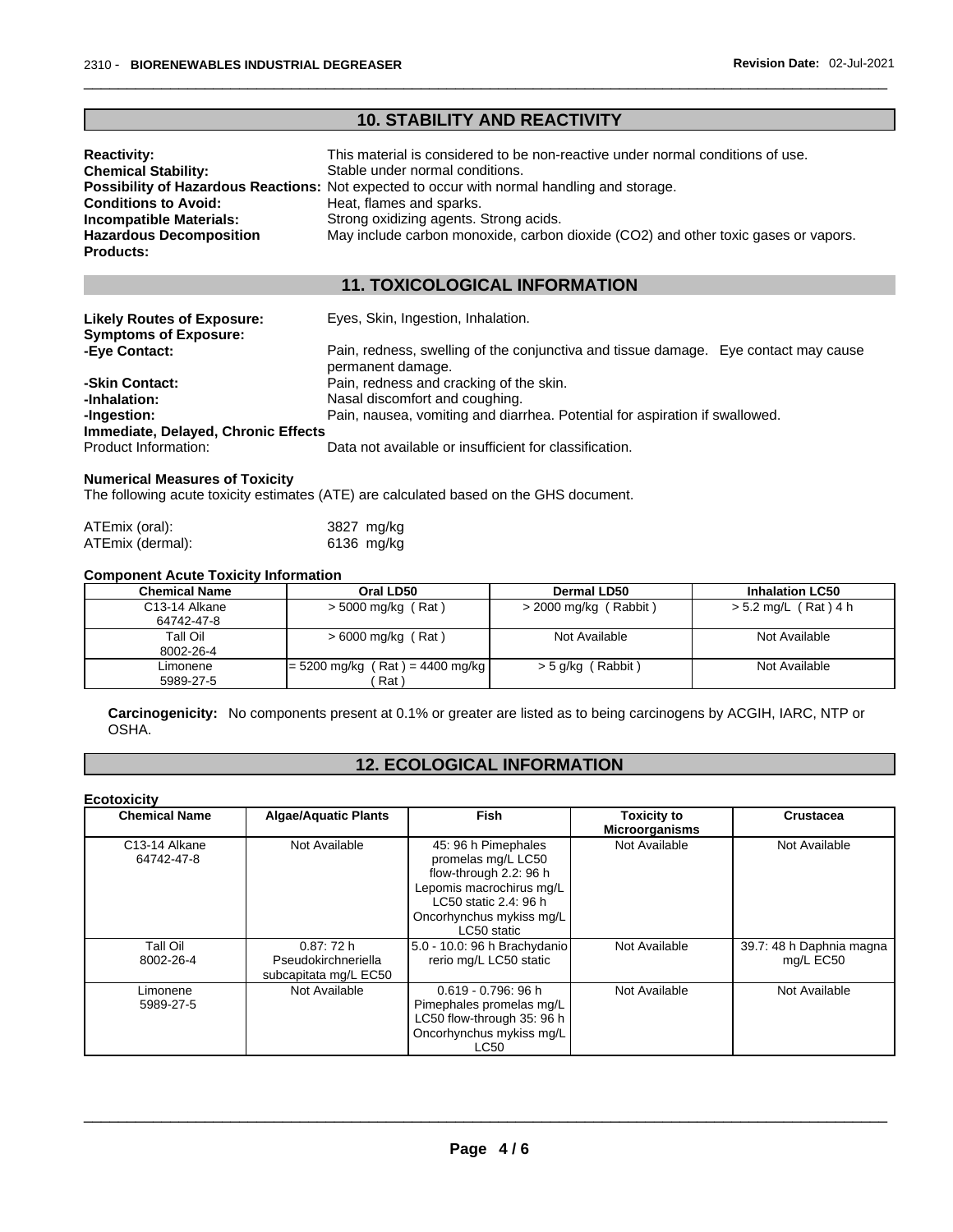## 10. STABILITY AND REACTIVITY

**Reactivity:** This material is considered to be non-reactive under normal conditions of use.
**Chemical Stability:** Stable under normal conditions.
**Possibility of Hazardous Reactions:** Not expected to occur with normal handling and storage.
**Conditions to Avoid:** Heat, flames and sparks.
**Incompatible Materials:** Strong oxidizing agents. Strong acids.
**Hazardous Decomposition Products:** May include carbon monoxide, carbon dioxide ($CO_2$) and other toxic gases or vapors.

## 11. TOXICOLOGICAL INFORMATION

**Likely Routes of Exposure:** Eyes, Skin, Ingestion, Inhalation.
**Symptoms of Exposure:**
**-Eye Contact:** Pain, redness, swelling of the conjunctiva and tissue damage. Eye contact may cause permanent damage.
**-Skin Contact:** Pain, redness and cracking of the skin.
**-Inhalation:** Nasal discomfort and coughing.
**-Ingestion:** Pain, nausea, vomiting and diarrhea. Potential for aspiration if swallowed.
**Immediate, Delayed, Chronic Effects**
Product Information: Data not available or insufficient for classification.

**Numerical Measures of Toxicity**
The following acute toxicity estimates (ATE) are calculated based on the GHS document.

ATEmix (oral): 3827 mg/kg
ATEmix (dermal): 6136 mg/kg

**Component Acute Toxicity Information**

| Chemical Name | Oral LD50 | Dermal LD50 | Inhalation LC50 |
|---|---|---|---|
| C13-14 Alkane 64742-47-8 | > 5000 mg/kg ( Rat ) | > 2000 mg/kg ( Rabbit ) | > 5.2 mg/L ( Rat ) 4 h |
| Tall Oil 8002-26-4 | > 6000 mg/kg ( Rat ) | Not Available | Not Available |
| Limonene 5989-27-5 | = 5200 mg/kg ( Rat ) = 4400 mg/kg ( Rat ) | > 5 g/kg ( Rabbit ) | Not Available |

**Carcinogenicity:** No components present at 0.1% or greater are listed as to being carcinogens by ACGIH, IARC, NTP or OSHA.

## 12. ECOLOGICAL INFORMATION

**Ecotoxicity**

| Chemical Name | Algae/Aquatic Plants | Fish | Toxicity to Microorganisms | Crustacea |
|---|---|---|---|---|
| C13-14 Alkane 64742-47-8 | Not Available | 45: 96 h Pimephales promelas mg/L LC50 flow-through 2.2: 96 h Lepomis macrochirus mg/L LC50 static 2.4: 96 h Oncorhynchus mykiss mg/L LC50 static | Not Available | Not Available |
| Tall Oil 8002-26-4 | 0.87: 72 h Pseudokirchneriella subcapitata mg/L EC50 | 5.0 - 10.0: 96 h Brachydanio rerio mg/L LC50 static | Not Available | 39.7: 48 h Daphnia magna mg/L EC50 |
| Limonene 5989-27-5 | Not Available | 0.619 - 0.796: 96 h Pimephales promelas mg/L LC50 flow-through 35: 96 h Oncorhynchus mykiss mg/L LC50 | Not Available | Not Available |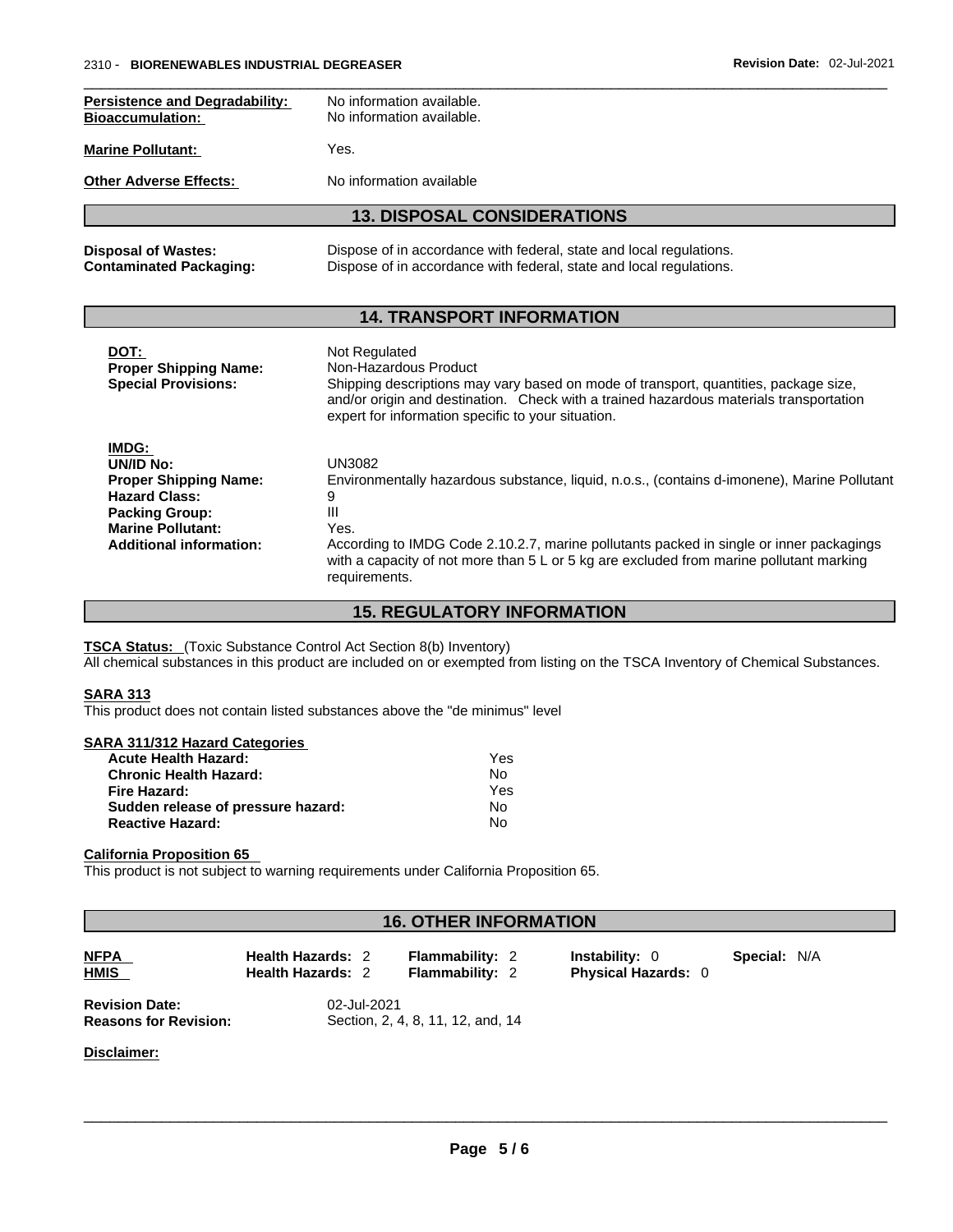**Persistence and Degradability:** No information available.
**Bioaccumulation:** No information available.

**Marine Pollutant:** Yes.

**Other Adverse Effects:** No information available

## 13. DISPOSAL CONSIDERATIONS

**Disposal of Wastes:** Dispose of in accordance with federal, state and local regulations.
**Contaminated Packaging:** Dispose of in accordance with federal, state and local regulations.

## 14. TRANSPORT INFORMATION

**DOT:** Not Regulated
**Proper Shipping Name:** Non-Hazardous Product
**Special Provisions:** Shipping descriptions may vary based on mode of transport, quantities, package size, and/or origin and destination. Check with a trained hazardous materials transportation expert for information specific to your situation.

**IMDG:**
**UN/ID No:** UN3082
**Proper Shipping Name:** Environmentally hazardous substance, liquid, n.o.s., (contains d-imonene), Marine Pollutant
**Hazard Class:** 9
**Packing Group:** III
**Marine Pollutant:** Yes.
**Additional information:** According to IMDG Code 2.10.2.7, marine pollutants packed in single or inner packagings with a capacity of not more than 5 L or 5 kg are excluded from marine pollutant marking requirements.

## 15. REGULATORY INFORMATION

**TSCA Status:** (Toxic Substance Control Act Section 8(b) Inventory)
All chemical substances in this product are included on or exempted from listing on the TSCA Inventory of Chemical Substances.

**SARA 313**
This product does not contain listed substances above the "de minimus" level

**SARA 311/312 Hazard Categories**

| | |
|---|---|
| **Acute Health Hazard:** | Yes |
| **Chronic Health Hazard:** | No |
| **Fire Hazard:** | Yes |
| **Sudden release of pressure hazard:** | No |
| **Reactive Hazard:** | No |

**California Proposition 65**
This product is not subject to warning requirements under California Proposition 65.

## 16. OTHER INFORMATION

| | | | | |
|---|---|---|---|---|
| **NFPA** | **Health Hazards:** 2 | **Flammability:** 2 | **Instability:** 0 | **Special:** N/A |
| **HMIS** | **Health Hazards:** 2 | **Flammability:** 2 | **Physical Hazards:** 0 | |

**Revision Date:** 02-Jul-2021
**Reasons for Revision:** Section, 2, 4, 8, 11, 12, and, 14

**Disclaimer:**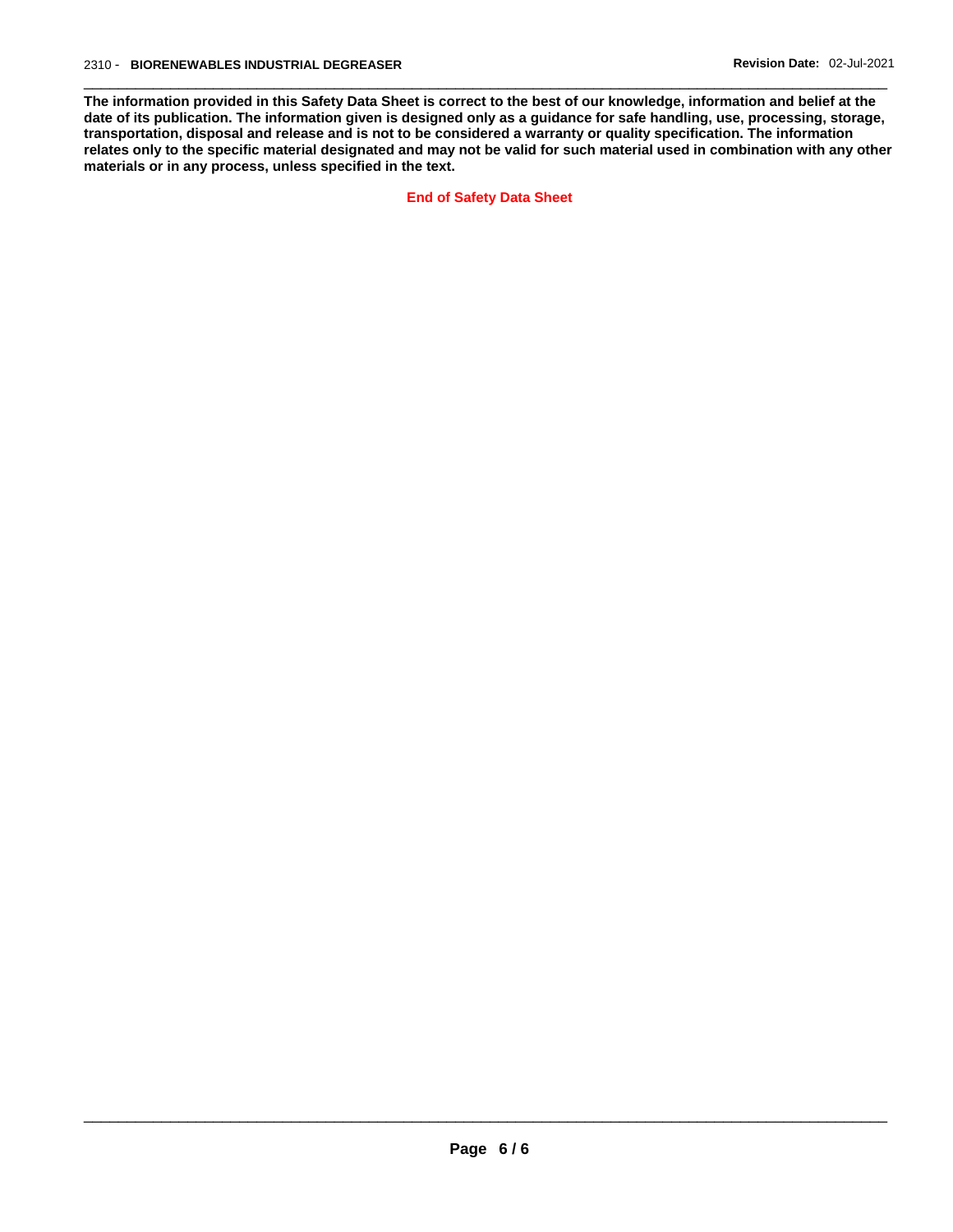**The information provided in this Safety Data Sheet is correct to the best of our knowledge, information and belief at the date of its publication. The information given is designed only as a guidance for safe handling, use, processing, storage, transportation, disposal and release and is not to be considered a warranty or quality specification. The information relates only to the specific material designated and may not be valid for such material used in combination with any other materials or in any process, unless specified in the text.**

**End of Safety Data Sheet**